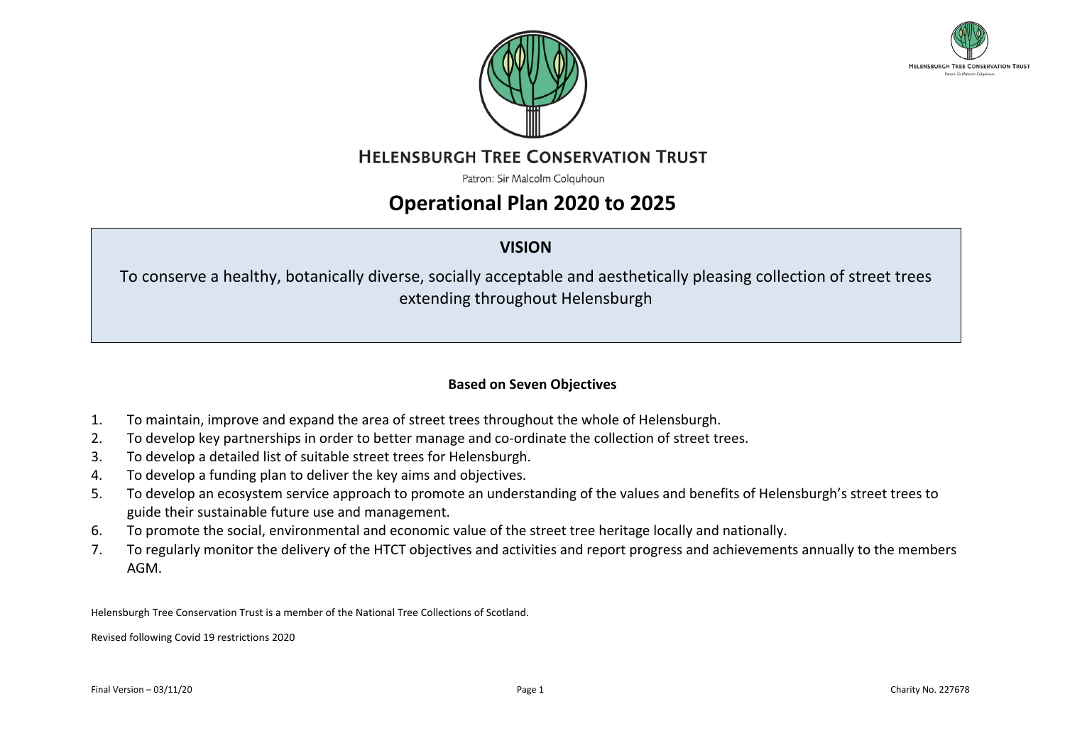# HELENSBURGH TREE CONSERVATION TRUST

Patron: Sir Malcolm Colquhoun

# Operational Plan 2020 to 2025

## VISION

To conserve a healthy, botanically diverse, socially acceptable and aesthetically pleasing collection of street trees extending throughout Helensburgh

### Based on Seven Objectives

1. To maintain, improve and expand the area of street trees throughout the whole of Helensburgh.
2. To develop key partnerships in order to better manage and co-ordinate the collection of street trees.
3. To develop a detailed list of suitable street trees for Helensburgh.
4. To develop a funding plan to deliver the key aims and objectives.
5. To develop an ecosystem service approach to promote an understanding of the values and benefits of Helensburgh's street trees to guide their sustainable future use and management.
6. To promote the social, environmental and economic value of the street tree heritage locally and nationally.
7. To regularly monitor the delivery of the HTCT objectives and activities and report progress and achievements annually to the members AGM.

Helensburgh Tree Conservation Trust is a member of the National Tree Collections of Scotland.

Revised following Covid 19 restrictions 2020

Final Version – 03/11/20

Charity No. 227678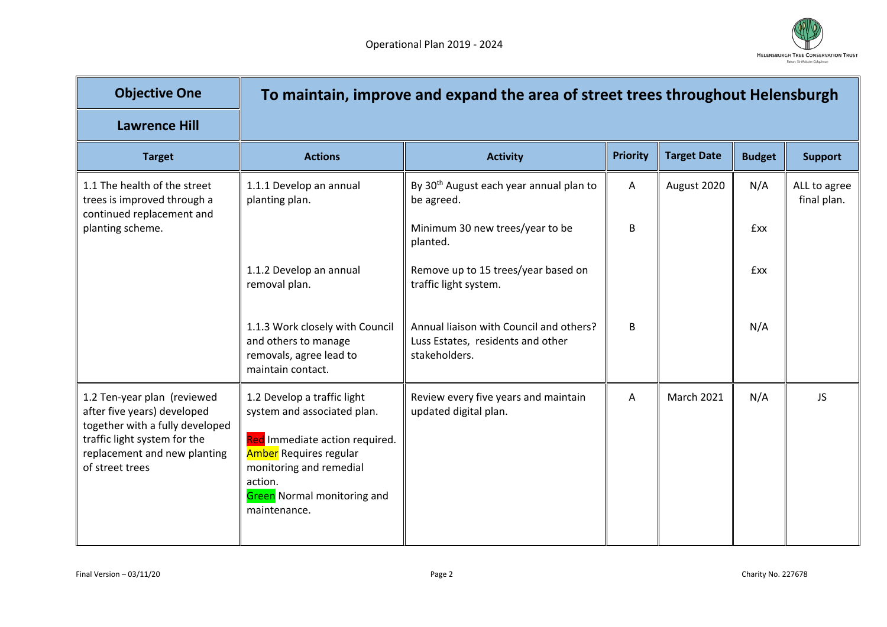| Objective One<br>Lawrence Hill | To maintain, improve and expand the area of street trees throughout Helensburgh | | | | | |
|---|---|---|---|---|---|---|
| **Target** | **Actions** | **Activity** | **Priority** | **Target Date** | **Budget** | **Support** |
| 1.1 The health of the street trees is improved through a continued replacement and planting scheme. | 1.1.1 Develop an annual planting plan. | By 30th August each year annual plan to be agreed. | A | August 2020 | N/A | ALL to agree final plan. |
| | | Minimum 30 new trees/year to be planted. | B | | £xx | |
| | 1.1.2 Develop an annual removal plan. | Remove up to 15 trees/year based on traffic light system. | | | £xx | |
| | 1.1.3 Work closely with Council and others to manage removals, agree lead to maintain contact. | Annual liaison with Council and others? Luss Estates, residents and other stakeholders. | B | | N/A | |
| 1.2 Ten-year plan (reviewed after five years) developed together with a fully developed traffic light system for the replacement and new planting of street trees | 1.2 Develop a traffic light system and associated plan.<br><br>Red Immediate action required.<br>Amber Requires regular monitoring and remedial action.<br>Green Normal monitoring and maintenance. | Review every five years and maintain updated digital plan. | A | March 2021 | N/A | JS |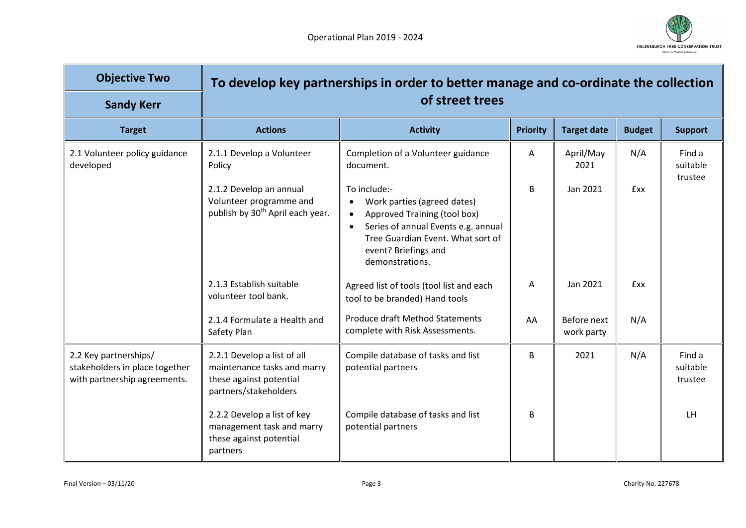| Objective Two | To develop key partnerships in order to better manage and co-ordinate the collection of street trees | | | | | |
|---|---|---|---|---|---|---|
| Sandy Kerr | | | | | | |
| **Target** | **Actions** | **Activity** | **Priority** | **Target date** | **Budget** | **Support** |
| 2.1 Volunteer policy guidance developed | 2.1.1 Develop a Volunteer Policy | Completion of a Volunteer guidance document. | A | April/May 2021 | N/A | Find a suitable trustee |
| | 2.1.2 Develop an annual Volunteer programme and publish by 30th April each year. | To include:- <br>• Work parties (agreed dates) <br>• Approved Training (tool box) <br>• Series of annual Events e.g. annual Tree Guardian Event. What sort of event? Briefings and demonstrations. | B | Jan 2021 | £xx | |
| | 2.1.3 Establish suitable volunteer tool bank. | Agreed list of tools (tool list and each tool to be branded) Hand tools | A | Jan 2021 | £xx | |
| | 2.1.4 Formulate a Health and Safety Plan | Produce draft Method Statements complete with Risk Assessments. | AA | Before next work party | N/A | |
| 2.2 Key partnerships/ stakeholders in place together with partnership agreements. | 2.2.1 Develop a list of all maintenance tasks and marry these against potential partners/stakeholders | Compile database of tasks and list potential partners | B | 2021 | N/A | Find a suitable trustee |
| | 2.2.2 Develop a list of key management task and marry these against potential partners | Compile database of tasks and list potential partners | B | | | LH |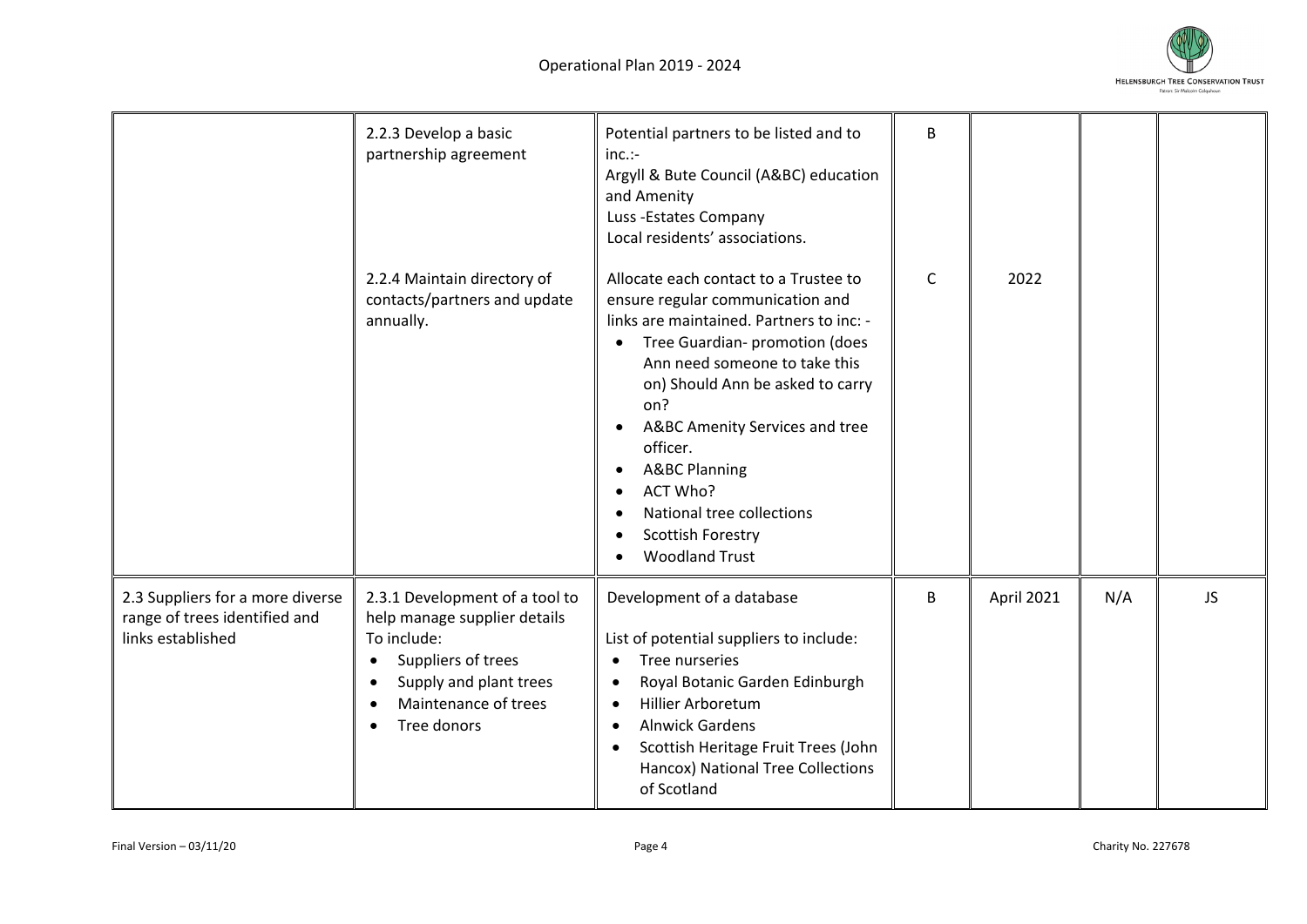| | | | | | | |
|---|---|---|---|---|---|---|
| | 2.2.3 Develop a basic partnership agreement | Potential partners to be listed and to inc.:-<br>Argyll & Bute Council (A&BC) education and Amenity<br>Luss -Estates Company<br>Local residents' associations. | B | | | |
| | 2.2.4 Maintain directory of contacts/partners and update annually. | Allocate each contact to a Trustee to ensure regular communication and links are maintained. Partners to inc: -<br>• Tree Guardian- promotion (does Ann need someone to take this on) Should Ann be asked to carry on?<br>• A&BC Amenity Services and tree officer.<br>• A&BC Planning<br>• ACT Who?<br>• National tree collections<br>• Scottish Forestry<br>• Woodland Trust | C | 2022 | | |
| 2.3 Suppliers for a more diverse range of trees identified and links established | 2.3.1 Development of a tool to help manage supplier details<br>To include:<br>• Suppliers of trees<br>• Supply and plant trees<br>• Maintenance of trees<br>• Tree donors | Development of a database<br><br>List of potential suppliers to include:<br>• Tree nurseries<br>• Royal Botanic Garden Edinburgh<br>• Hillier Arboretum<br>• Alnwick Gardens<br>• Scottish Heritage Fruit Trees (John Hancox) National Tree Collections of Scotland | B | April 2021 | N/A | JS |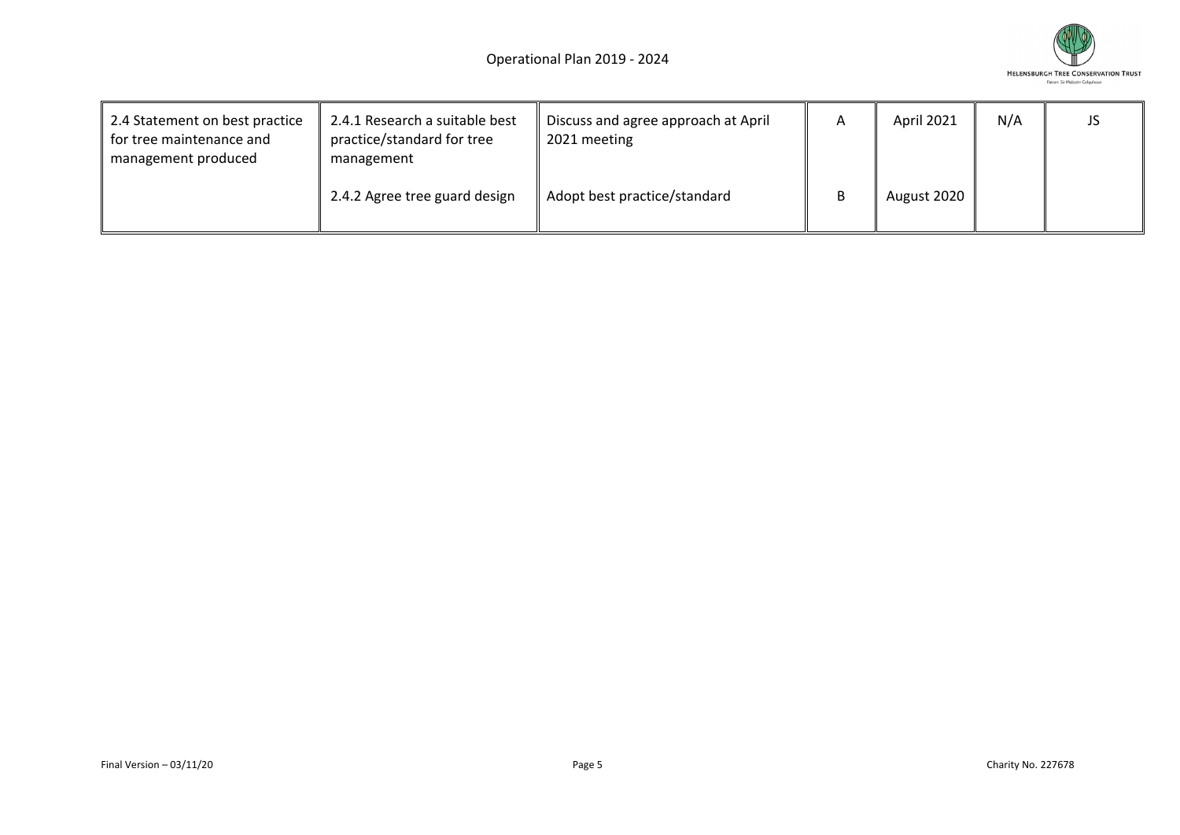| 2.4 Statement on best practice for tree maintenance and management produced | 2.4.1 Research a suitable best practice/standard for tree management | Discuss and agree approach at April 2021 meeting | A | April 2021 | N/A | JS |
|---|---|---|---|---|---|---|
| | 2.4.2 Agree tree guard design | Adopt best practice/standard | B | August 2020 | | |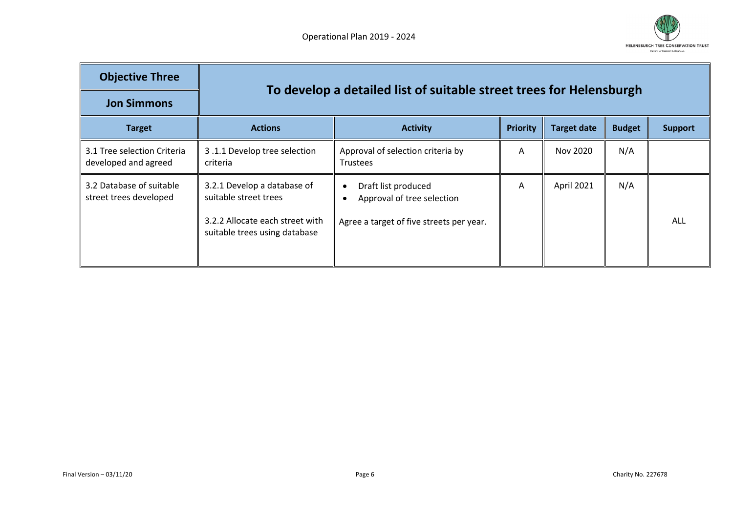| Objective Three<br>Jon Simmons | To develop a detailed list of suitable street trees for Helensburgh | | | | | |
|---|---|---|---|---|---|---|
| **Target** | **Actions** | **Activity** | **Priority** | **Target date** | **Budget** | **Support** |
| 3.1 Tree selection Criteria developed and agreed | 3 .1.1 Develop tree selection criteria | Approval of selection criteria by Trustees | A | Nov 2020 | N/A | |
| 3.2 Database of suitable street trees developed | 3.2.1 Develop a database of suitable street trees<br><br>3.2.2 Allocate each street with suitable trees using database | • Draft list produced<br>• Approval of tree selection<br><br>Agree a target of five streets per year. | A | April 2021 | N/A | ALL |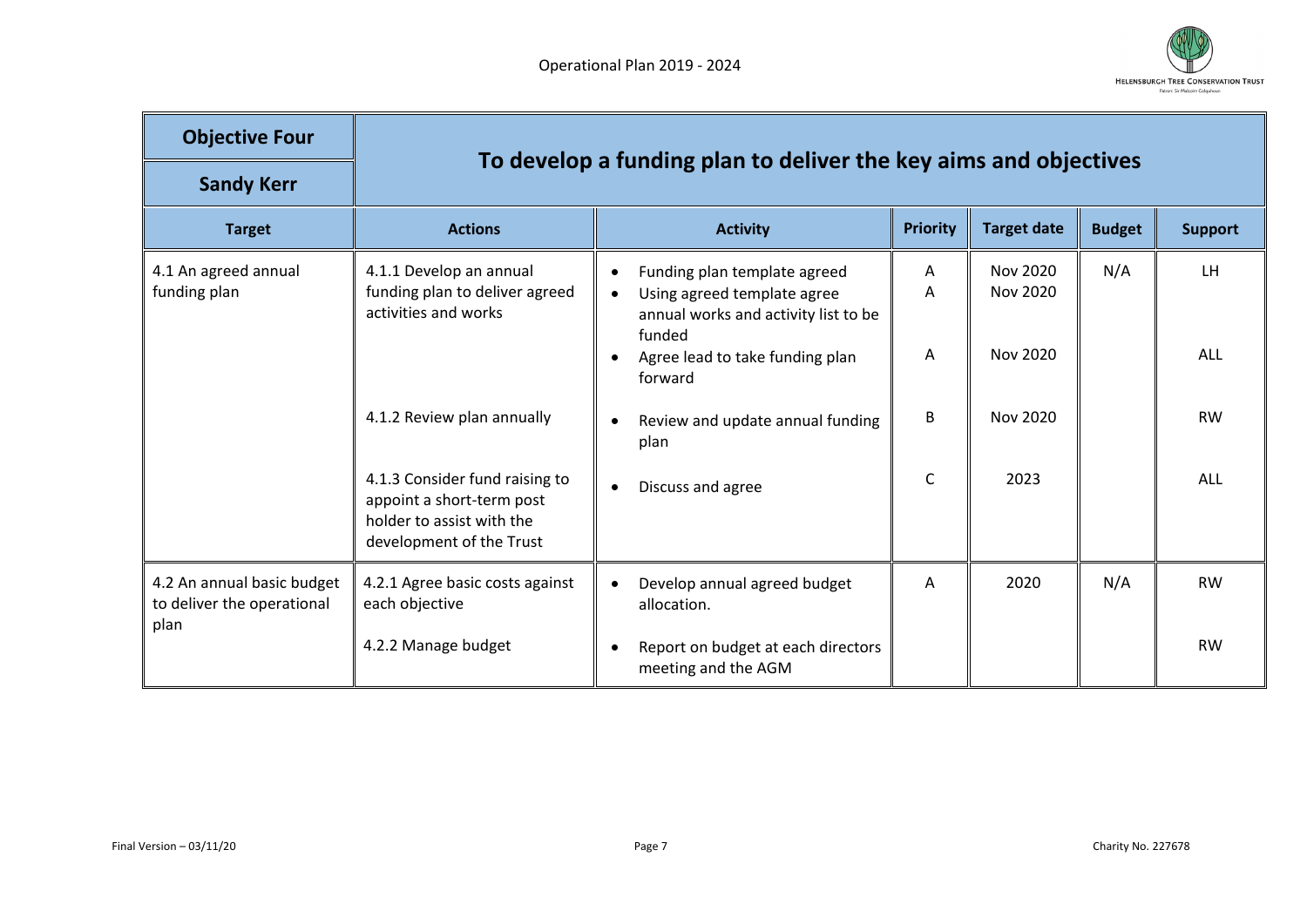| Objective Four<br>Sandy Kerr | To develop a funding plan to deliver the key aims and objectives | | | | | |
|---|---|---|---|---|---|---|
| **Target** | **Actions** | **Activity** | **Priority** | **Target date** | **Budget** | **Support** |
| 4.1 An agreed annual funding plan | 4.1.1 Develop an annual funding plan to deliver agreed activities and works | • Funding plan template agreed<br>• Using agreed template agree annual works and activity list to be funded<br>• Agree lead to take funding plan forward | A<br>A<br><br>A | Nov 2020<br>Nov 2020<br><br>Nov 2020 | N/A | LH<br><br><br>ALL |
| | 4.1.2 Review plan annually | • Review and update annual funding plan | B | Nov 2020 | | RW |
| | 4.1.3 Consider fund raising to appoint a short-term post holder to assist with the development of the Trust | • Discuss and agree | C | 2023 | | ALL |
| 4.2 An annual basic budget to deliver the operational plan | 4.2.1 Agree basic costs against each objective | • Develop annual agreed budget allocation. | A | 2020 | N/A | RW |
| | 4.2.2 Manage budget | • Report on budget at each directors meeting and the AGM | | | | RW |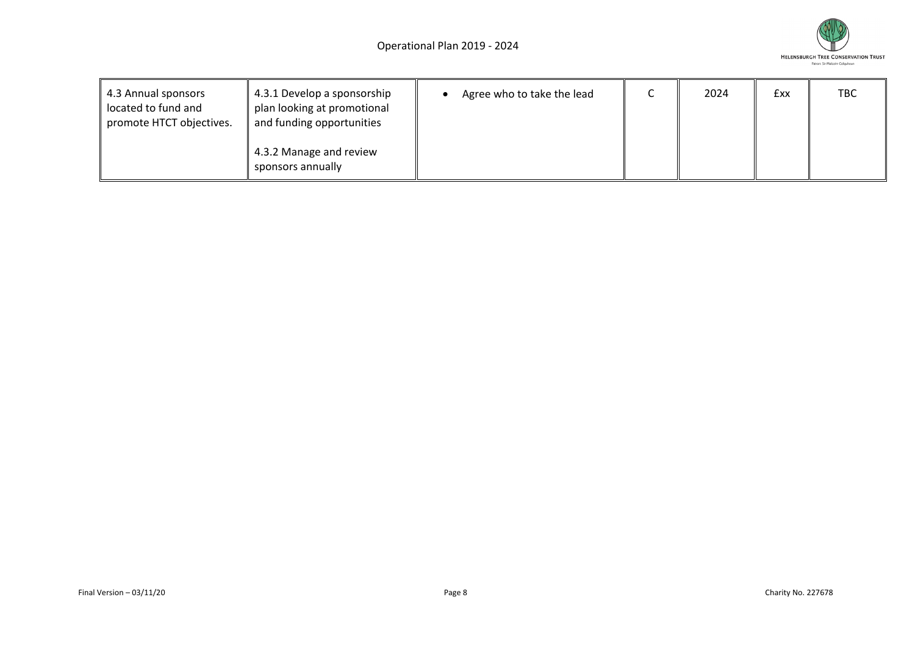| 4.3 Annual sponsors located to fund and promote HTCT objectives. | 4.3.1 Develop a sponsorship plan looking at promotional and funding opportunities<br><br>4.3.2 Manage and review sponsors annually | • Agree who to take the lead | C | 2024 | £xx | TBC |
|---|---|---|---|---|---|---|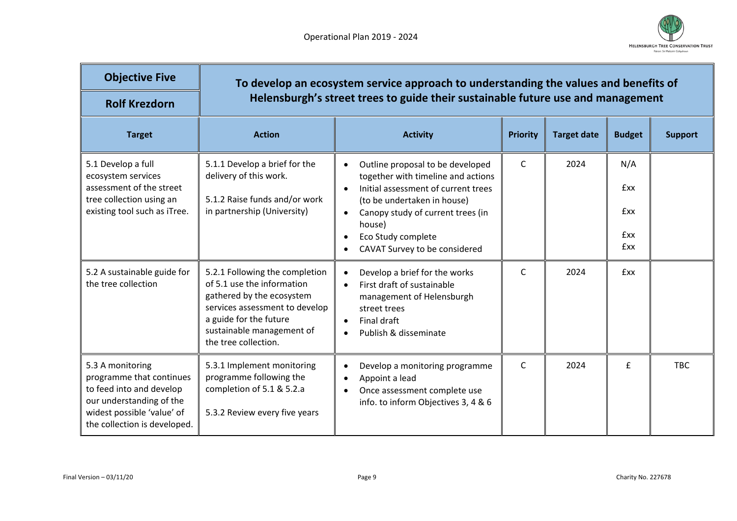| Objective Five | To develop an ecosystem service approach to understanding the values and benefits of Helensburgh's street trees to guide their sustainable future use and management | | | | | |
|---|---|---|---|---|---|---|
| Rolf Krezdorn | | | | | | |
| **Target** | **Action** | **Activity** | **Priority** | **Target date** | **Budget** | **Support** |
| 5.1 Develop a full ecosystem services assessment of the street tree collection using an existing tool such as iTree. | 5.1.1 Develop a brief for the delivery of this work.<br><br>5.1.2 Raise funds and/or work in partnership (University) | • Outline proposal to be developed together with timeline and actions<br>• Initial assessment of current trees (to be undertaken in house)<br>• Canopy study of current trees (in house)<br>• Eco Study complete<br>• CAVAT Survey to be considered | C | 2024 | N/A<br>£xx<br>£xx<br>£xx<br>£xx | |
| 5.2 A sustainable guide for the tree collection | 5.2.1 Following the completion of 5.1 use the information gathered by the ecosystem services assessment to develop a guide for the future sustainable management of the tree collection. | • Develop a brief for the works<br>• First draft of sustainable management of Helensburgh street trees<br>• Final draft<br>• Publish & disseminate | C | 2024 | £xx | |
| 5.3 A monitoring programme that continues to feed into and develop our understanding of the widest possible 'value' of the collection is developed. | 5.3.1 Implement monitoring programme following the completion of 5.1 & 5.2.a<br><br>5.3.2 Review every five years | • Develop a monitoring programme<br>• Appoint a lead<br>• Once assessment complete use info. to inform Objectives 3, 4 & 6 | C | 2024 | £ | TBC |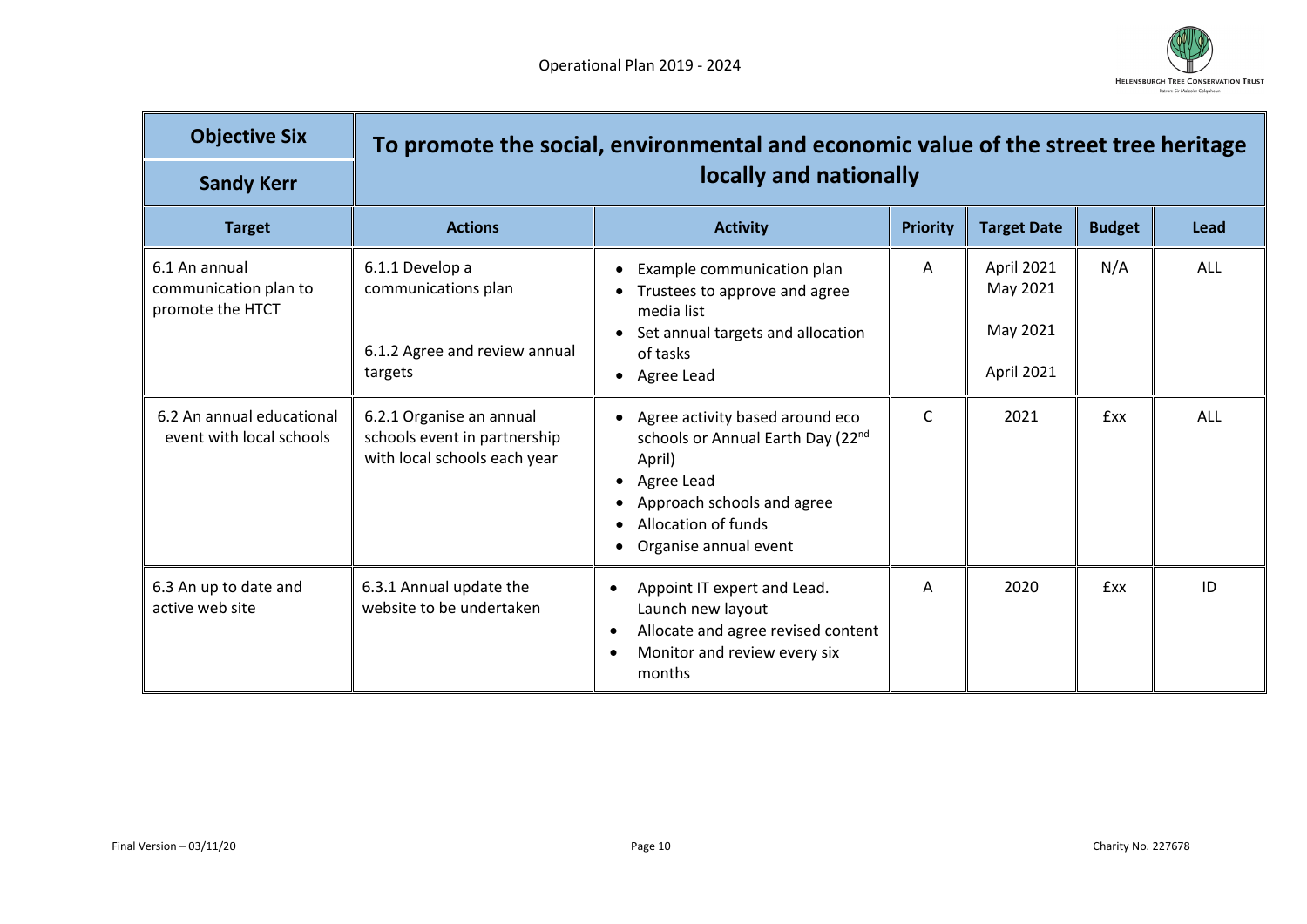| Objective Six<br>Sandy Kerr | To promote the social, environmental and economic value of the street tree heritage locally and nationally | | | | | |
|---|---|---|---|---|---|---|
| **Target** | **Actions** | **Activity** | **Priority** | **Target Date** | **Budget** | **Lead** |
| 6.1 An annual communication plan to promote the HTCT | 6.1.1 Develop a communications plan<br><br>6.1.2 Agree and review annual targets | • Example communication plan<br>• Trustees to approve and agree media list<br>• Set annual targets and allocation of tasks<br>• Agree Lead | A | April 2021<br>May 2021<br>May 2021<br>April 2021 | N/A | ALL |
| 6.2 An annual educational event with local schools | 6.2.1 Organise an annual schools event in partnership with local schools each year | • Agree activity based around eco schools or Annual Earth Day (22nd April)<br>• Agree Lead<br>• Approach schools and agree<br>• Allocation of funds<br>• Organise annual event | C | 2021 | £xx | ALL |
| 6.3 An up to date and active web site | 6.3.1 Annual update the website to be undertaken | • Appoint IT expert and Lead. Launch new layout<br>• Allocate and agree revised content<br>• Monitor and review every six months | A | 2020 | £xx | ID |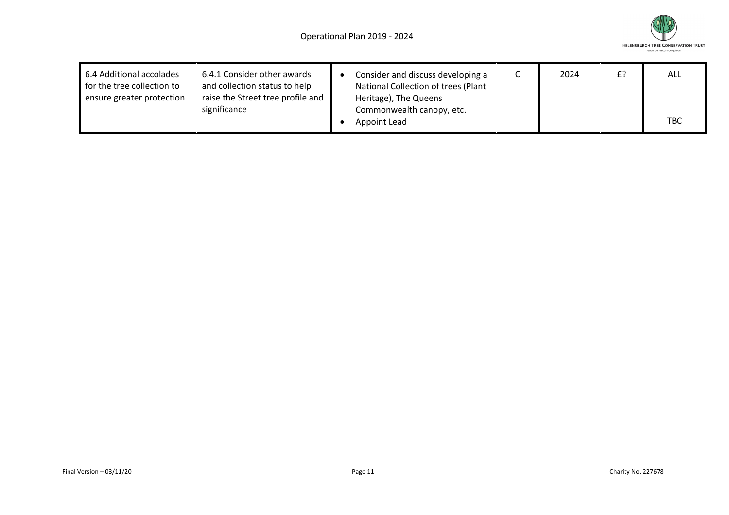| 6.4 Additional accolades for the tree collection to ensure greater protection | 6.4.1 Consider other awards and collection status to help raise the Street tree profile and significance | • Consider and discuss developing a National Collection of trees (Plant Heritage), The Queens Commonwealth canopy, etc.<br>• Appoint Lead | C | 2024 | £? | ALL<br><br>TBC |
|---|---|---|---|---|---|---|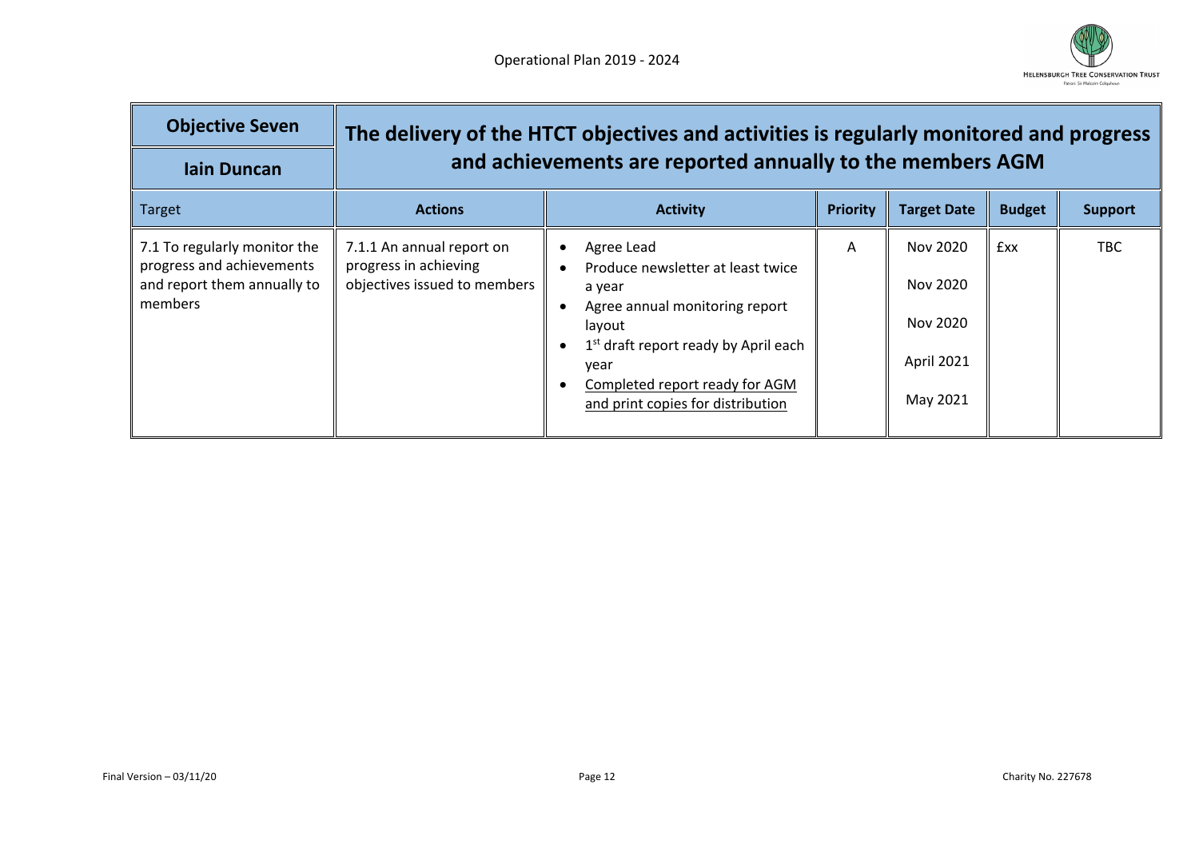| Objective Seven<br>Iain Duncan | The delivery of the HTCT objectives and activities is regularly monitored and progress and achievements are reported annually to the members AGM | | | | | |
|---|---|---|---|---|---|---|
| Target | **Actions** | **Activity** | **Priority** | **Target Date** | **Budget** | **Support** |
| 7.1 To regularly monitor the progress and achievements and report them annually to members | 7.1.1 An annual report on progress in achieving objectives issued to members | • Agree Lead<br>• Produce newsletter at least twice a year<br>• Agree annual monitoring report layout<br>• 1st draft report ready by April each year<br>• Completed report ready for AGM and print copies for distribution | A | Nov 2020<br>Nov 2020<br>Nov 2020<br>April 2021<br>May 2021 | £xx | TBC |